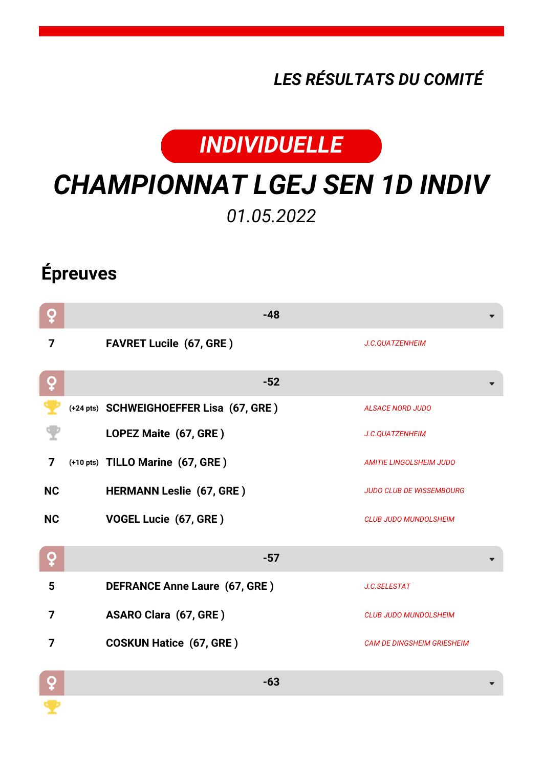*LES RÉSULTATS DU COMITÉ*

**INDIVIDUELLE**

# CHAMPIONNAT LGEJ SEN 1D INDIV

*01.05.2022*

## Épreuves

### ♀ -48

| | | | |
|---|---|---|---|
| 7 | | **FAVRET Lucile (67, GRE )** | *J.C.QUATZENHEIM* |

### ♀ -52

| | | | |
|---|---|---|---|
| 🏆 | (+24 pts) | **SCHWEIGHOEFFER Lisa (67, GRE )** | *ALSACE NORD JUDO* |
| 🏆 | | **LOPEZ Maite (67, GRE )** | *J.C.QUATZENHEIM* |
| 7 | (+10 pts) | **TILLO Marine (67, GRE )** | *AMITIE LINGOLSHEIM JUDO* |
| NC | | **HERMANN Leslie (67, GRE )** | *JUDO CLUB DE WISSEMBOURG* |
| NC | | **VOGEL Lucie (67, GRE )** | *CLUB JUDO MUNDOLSHEIM* |

### ♀ -57

| | | | |
|---|---|---|---|
| 5 | | **DEFRANCE Anne Laure (67, GRE )** | *J.C.SELESTAT* |
| 7 | | **ASARO Clara (67, GRE )** | *CLUB JUDO MUNDOLSHEIM* |
| 7 | | **COSKUN Hatice (67, GRE )** | *CAM DE DINGSHEIM GRIESHEIM* |

### ♀ -63

🏆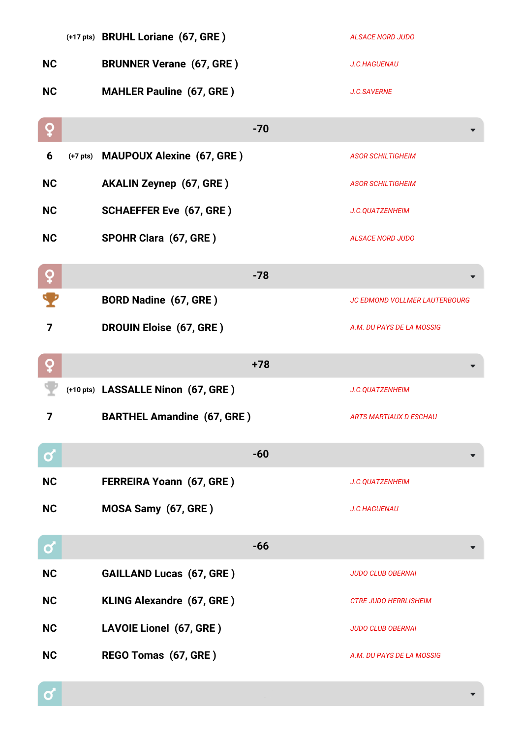| Rang | Points | Nom | Club |
|---|---|---|---|
| | (+17 pts) | **BRUHL Loriane (67, GRE )** | *ALSACE NORD JUDO* |
| **NC** | | **BRUNNER Verane (67, GRE )** | *J.C.HAGUENAU* |
| **NC** | | **MAHLER Pauline (67, GRE )** | *J.C.SAVERNE* |

## ♀ -70

| Rang | Points | Nom | Club |
|---|---|---|---|
| **6** | (+7 pts) | **MAUPOUX Alexine (67, GRE )** | *ASOR SCHILTIGHEIM* |
| **NC** | | **AKALIN Zeynep (67, GRE )** | *ASOR SCHILTIGHEIM* |
| **NC** | | **SCHAEFFER Eve (67, GRE )** | *J.C.QUATZENHEIM* |
| **NC** | | **SPOHR Clara (67, GRE )** | *ALSACE NORD JUDO* |

## ♀ -78

| Rang | Points | Nom | Club |
|---|---|---|---|
| 🏆 | | **BORD Nadine (67, GRE )** | *JC EDMOND VOLLMER LAUTERBOURG* |
| **7** | | **DROUIN Eloise (67, GRE )** | *A.M. DU PAYS DE LA MOSSIG* |

## ♀ +78

| Rang | Points | Nom | Club |
|---|---|---|---|
| 🏆 | (+10 pts) | **LASSALLE Ninon (67, GRE )** | *J.C.QUATZENHEIM* |
| **7** | | **BARTHEL Amandine (67, GRE )** | *ARTS MARTIAUX D ESCHAU* |

## ♂ -60

| Rang | Points | Nom | Club |
|---|---|---|---|
| **NC** | | **FERREIRA Yoann (67, GRE )** | *J.C.QUATZENHEIM* |
| **NC** | | **MOSA Samy (67, GRE )** | *J.C.HAGUENAU* |

## ♂ -66

| Rang | Points | Nom | Club |
|---|---|---|---|
| **NC** | | **GAILLAND Lucas (67, GRE )** | *JUDO CLUB OBERNAI* |
| **NC** | | **KLING Alexandre (67, GRE )** | *CTRE JUDO HERRLISHEIM* |
| **NC** | | **LAVOIE Lionel (67, GRE )** | *JUDO CLUB OBERNAI* |
| **NC** | | **REGO Tomas (67, GRE )** | *A.M. DU PAYS DE LA MOSSIG* |

## ♂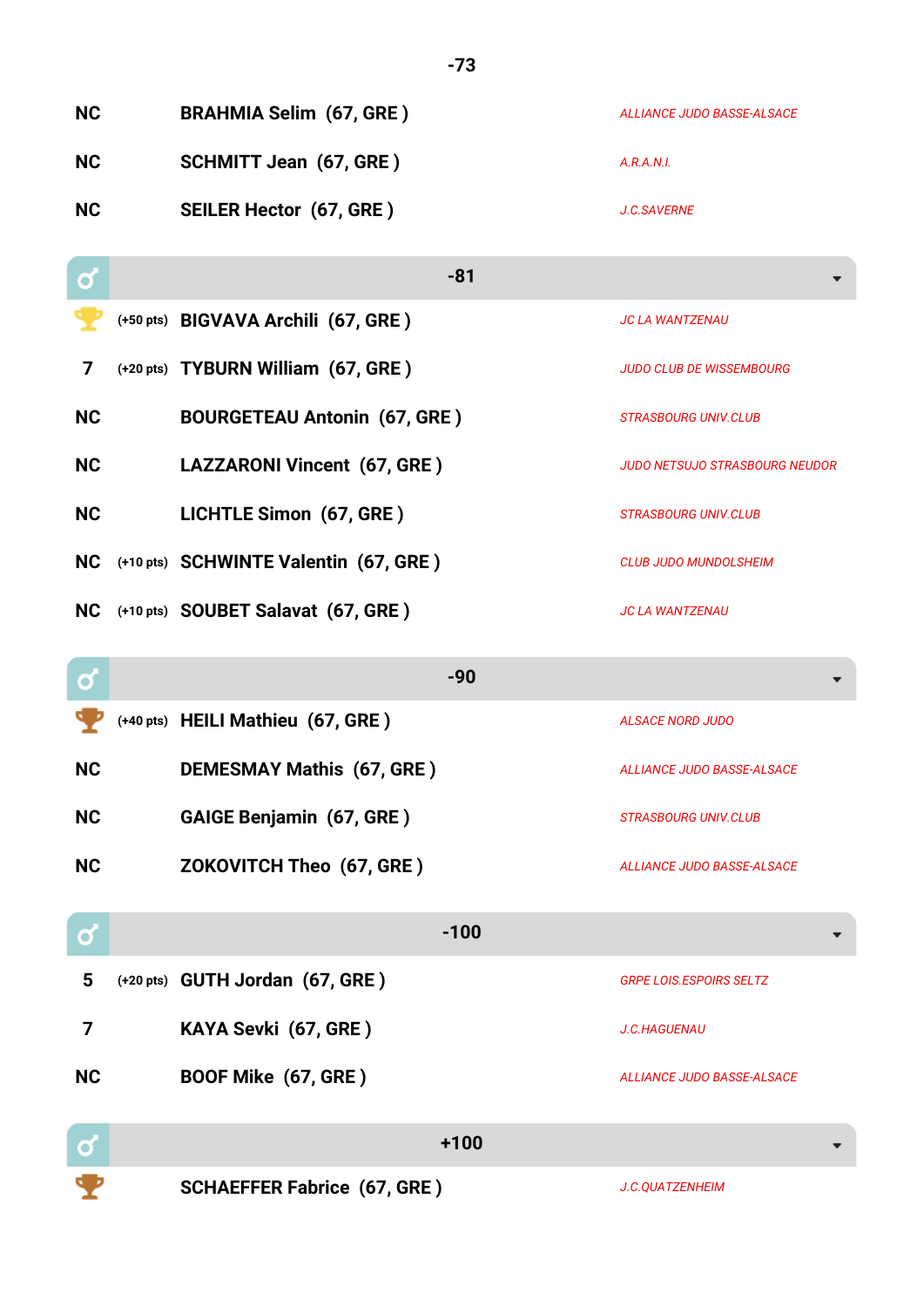## -73

| Rang | Pts | Nom | Club |
|---|---|---|---|
| NC | | **BRAHMIA Selim (67, GRE )** | *ALLIANCE JUDO BASSE-ALSACE* |
| NC | | **SCHMITT Jean (67, GRE )** | *A.R.A.N.I.* |
| NC | | **SEILER Hector (67, GRE )** | *J.C.SAVERNE* |

## -81

| Rang | Pts | Nom | Club |
|---|---|---|---|
| 🏆 | (+50 pts) | **BIGVAVA Archili (67, GRE )** | *JC LA WANTZENAU* |
| 7 | (+20 pts) | **TYBURN William (67, GRE )** | *JUDO CLUB DE WISSEMBOURG* |
| NC | | **BOURGETEAU Antonin (67, GRE )** | *STRASBOURG UNIV.CLUB* |
| NC | | **LAZZARONI Vincent (67, GRE )** | *JUDO NETSUJO STRASBOURG NEUDOR* |
| NC | | **LICHTLE Simon (67, GRE )** | *STRASBOURG UNIV.CLUB* |
| NC | (+10 pts) | **SCHWINTE Valentin (67, GRE )** | *CLUB JUDO MUNDOLSHEIM* |
| NC | (+10 pts) | **SOUBET Salavat (67, GRE )** | *JC LA WANTZENAU* |

## -90

| Rang | Pts | Nom | Club |
|---|---|---|---|
| 🏆 | (+40 pts) | **HEILI Mathieu (67, GRE )** | *ALSACE NORD JUDO* |
| NC | | **DEMESMAY Mathis (67, GRE )** | *ALLIANCE JUDO BASSE-ALSACE* |
| NC | | **GAIGE Benjamin (67, GRE )** | *STRASBOURG UNIV.CLUB* |
| NC | | **ZOKOVITCH Theo (67, GRE )** | *ALLIANCE JUDO BASSE-ALSACE* |

## -100

| Rang | Pts | Nom | Club |
|---|---|---|---|
| 5 | (+20 pts) | **GUTH Jordan (67, GRE )** | *GRPE LOIS.ESPOIRS SELTZ* |
| 7 | | **KAYA Sevki (67, GRE )** | *J.C.HAGUENAU* |
| NC | | **BOOF Mike (67, GRE )** | *ALLIANCE JUDO BASSE-ALSACE* |

## +100

| Rang | Pts | Nom | Club |
|---|---|---|---|
| 🏆 | | **SCHAEFFER Fabrice (67, GRE )** | *J.C.QUATZENHEIM* |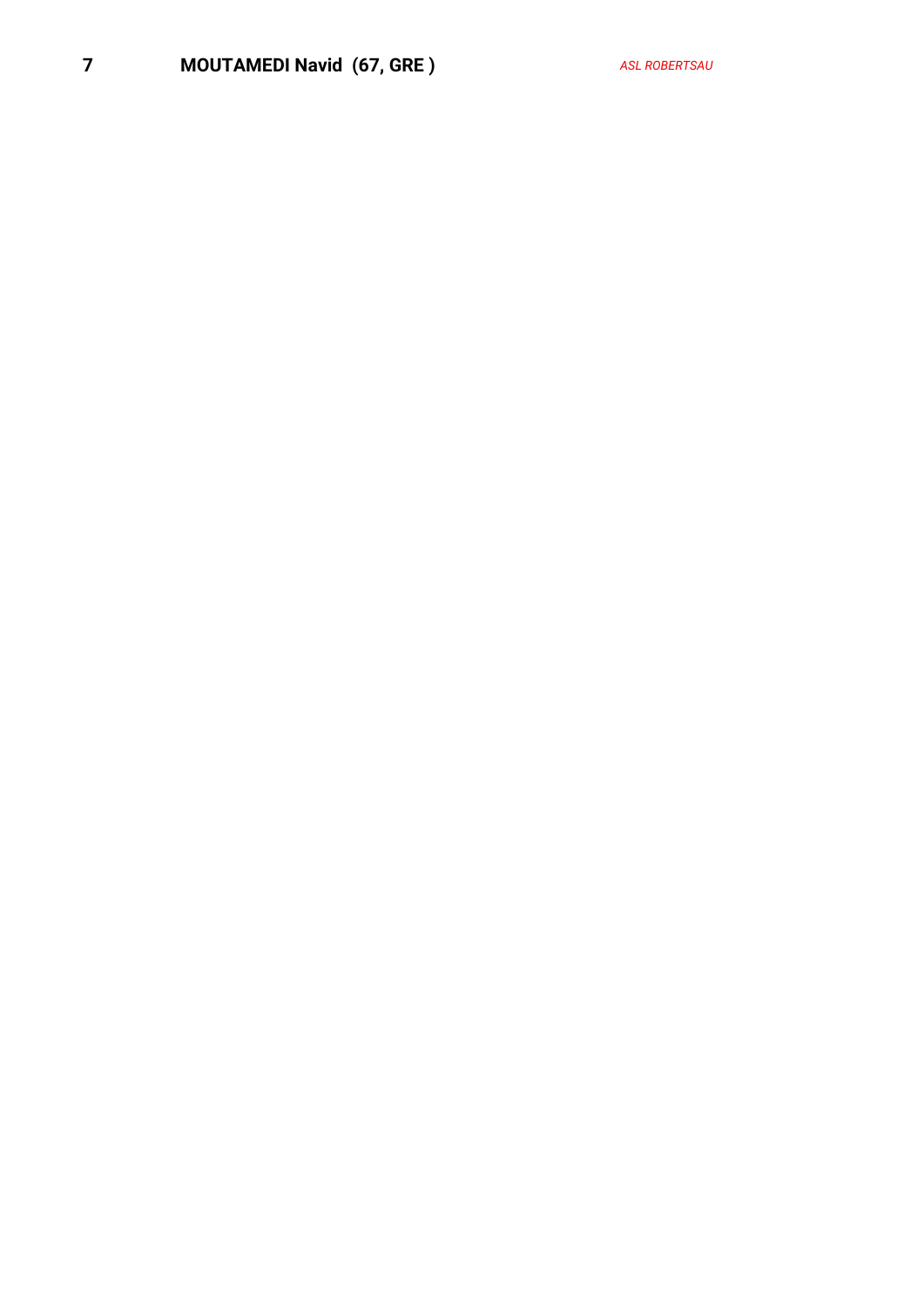**7** **MOUTAMEDI Navid (67, GRE )** *ASL ROBERTSAU*